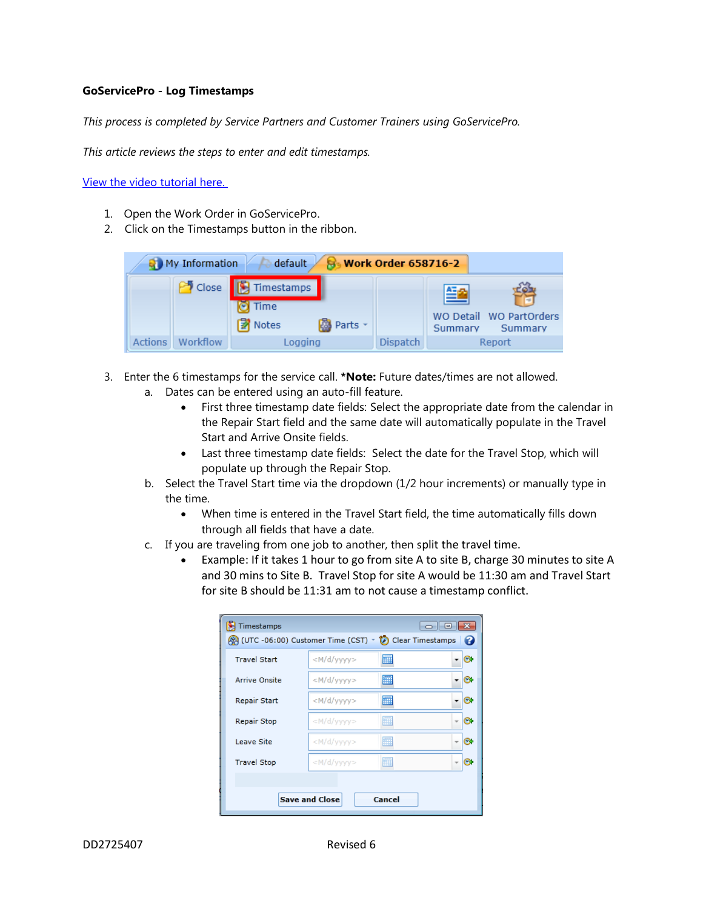**GoServicePro - Log Timestamps**

*This process is completed by Service Partners and Customer Trainers using GoServicePro.*

*This article reviews the steps to enter and edit timestamps.*

[View the video tutorial here.]()

1. Open the Work Order in GoServicePro.
2. Click on the Timestamps button in the ribbon.
3. Enter the 6 timestamps for the service call. ***Note:** Future dates/times are not allowed.
   a. Dates can be entered using an auto-fill feature.
      - First three timestamp date fields: Select the appropriate date from the calendar in the Repair Start field and the same date will automatically populate in the Travel Start and Arrive Onsite fields.
      - Last three timestamp date fields: Select the date for the Travel Stop, which will populate up through the Repair Stop.

   b. Select the Travel Start time via the dropdown (1/2 hour increments) or manually type in the time.
      - When time is entered in the Travel Start field, the time automatically fills down through all fields that have a date.

   c. If you are traveling from one job to another, then split the travel time.
      - Example: If it takes 1 hour to go from site A to site B, charge 30 minutes to site A and 30 mins to Site B. Travel Stop for site A would be 11:30 am and Travel Start for site B should be 11:31 am to not cause a timestamp conflict.

DD2725407 Revised 6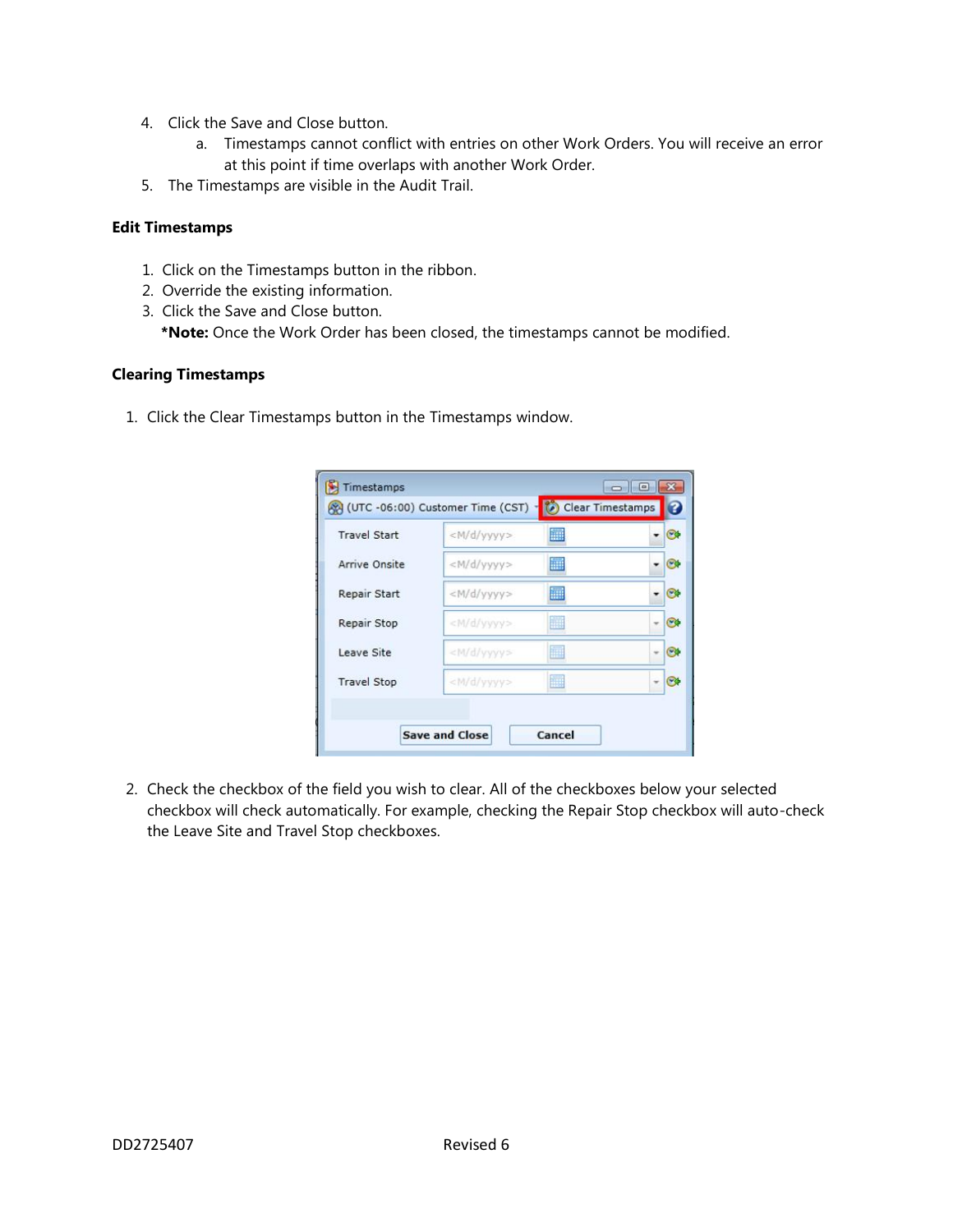4. Click the Save and Close button.
    a. Timestamps cannot conflict with entries on other Work Orders. You will receive an error at this point if time overlaps with another Work Order.
5. The Timestamps are visible in the Audit Trail.

**Edit Timestamps**

1. Click on the Timestamps button in the ribbon.
2. Override the existing information.
3. Click the Save and Close button.
   ***Note:** Once the Work Order has been closed, the timestamps cannot be modified.

**Clearing Timestamps**

1. Click the Clear Timestamps button in the Timestamps window.

2. Check the checkbox of the field you wish to clear. All of the checkboxes below your selected checkbox will check automatically. For example, checking the Repair Stop checkbox will auto-check the Leave Site and Travel Stop checkboxes.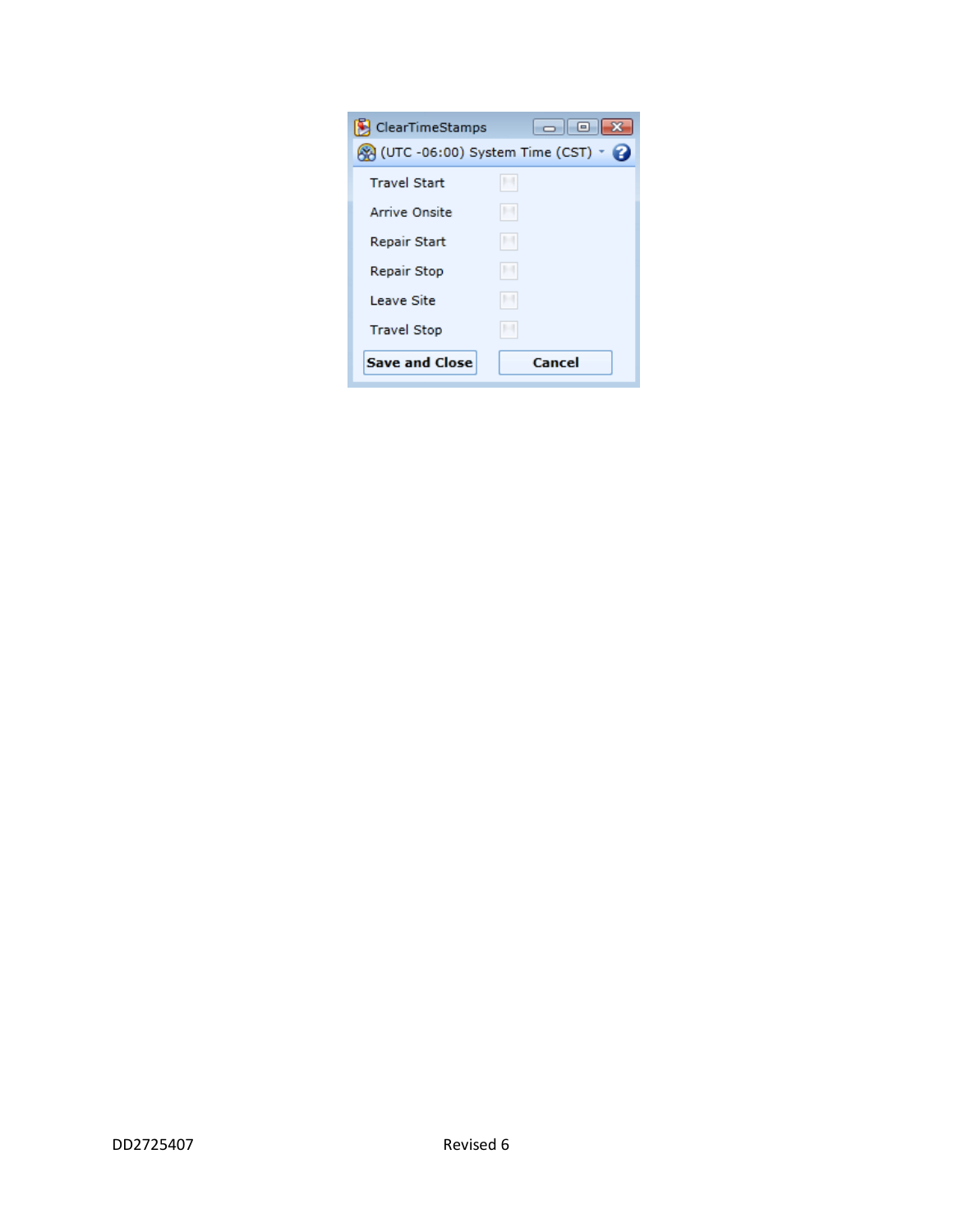ClearTimeStamps

(UTC -06:00) System Time (CST)

Travel Start

Arrive Onsite

Repair Start

Repair Stop

Leave Site

Travel Stop

**Save and Close** **Cancel**

DD2725407 Revised 6